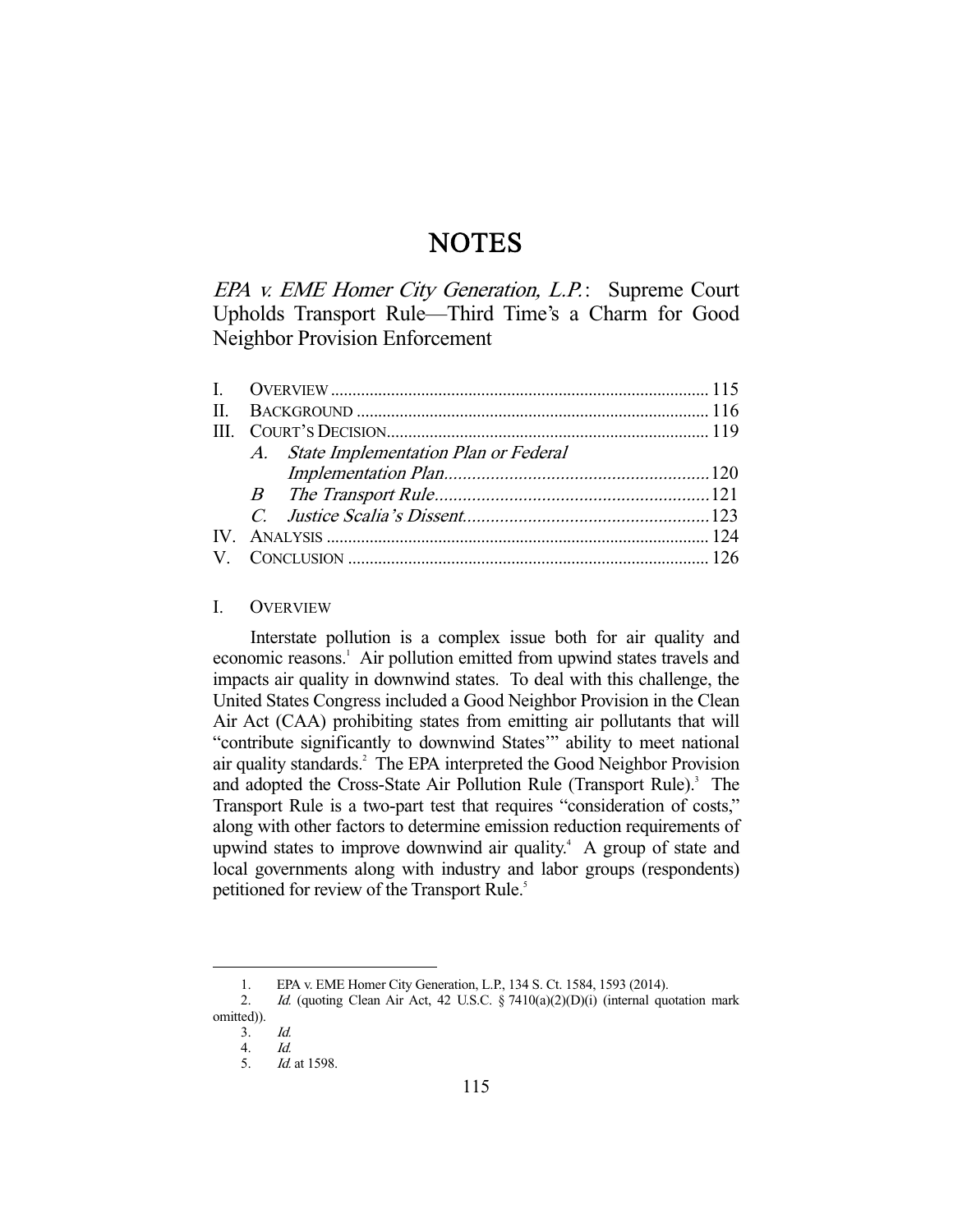# NOTES

## *EPA v. EME Homer City Generation, L.P.*: Supreme Court Upholds Transport Rule—Third Time's a Charm for Good Neighbor Provision Enforcement

| | | |
|---|---|---|
| I. | OVERVIEW | 115 |
| II. | BACKGROUND | 116 |
| III. | COURT'S DECISION | 119 |
| | *A. State Implementation Plan or Federal Implementation Plan* | 120 |
| | *B The Transport Rule* | 121 |
| | *C. Justice Scalia's Dissent* | 123 |
| IV. | ANALYSIS | 124 |
| V. | CONCLUSION | 126 |

### I. OVERVIEW

Interstate pollution is a complex issue both for air quality and economic reasons.[1] Air pollution emitted from upwind states travels and impacts air quality in downwind states. To deal with this challenge, the United States Congress included a Good Neighbor Provision in the Clean Air Act (CAA) prohibiting states from emitting air pollutants that will "contribute significantly to downwind States'" ability to meet national air quality standards.[2] The EPA interpreted the Good Neighbor Provision and adopted the Cross-State Air Pollution Rule (Transport Rule).[3] The Transport Rule is a two-part test that requires "consideration of costs," along with other factors to determine emission reduction requirements of upwind states to improve downwind air quality.[4] A group of state and local governments along with industry and labor groups (respondents) petitioned for review of the Transport Rule.[5]

---

1. EPA v. EME Homer City Generation, L.P., 134 S. Ct. 1584, 1593 (2014).
2. *Id.* (quoting Clean Air Act, 42 U.S.C. § 7410(a)(2)(D)(i) (internal quotation mark omitted)).
3. *Id.*
4. *Id.*
5. *Id.* at 1598.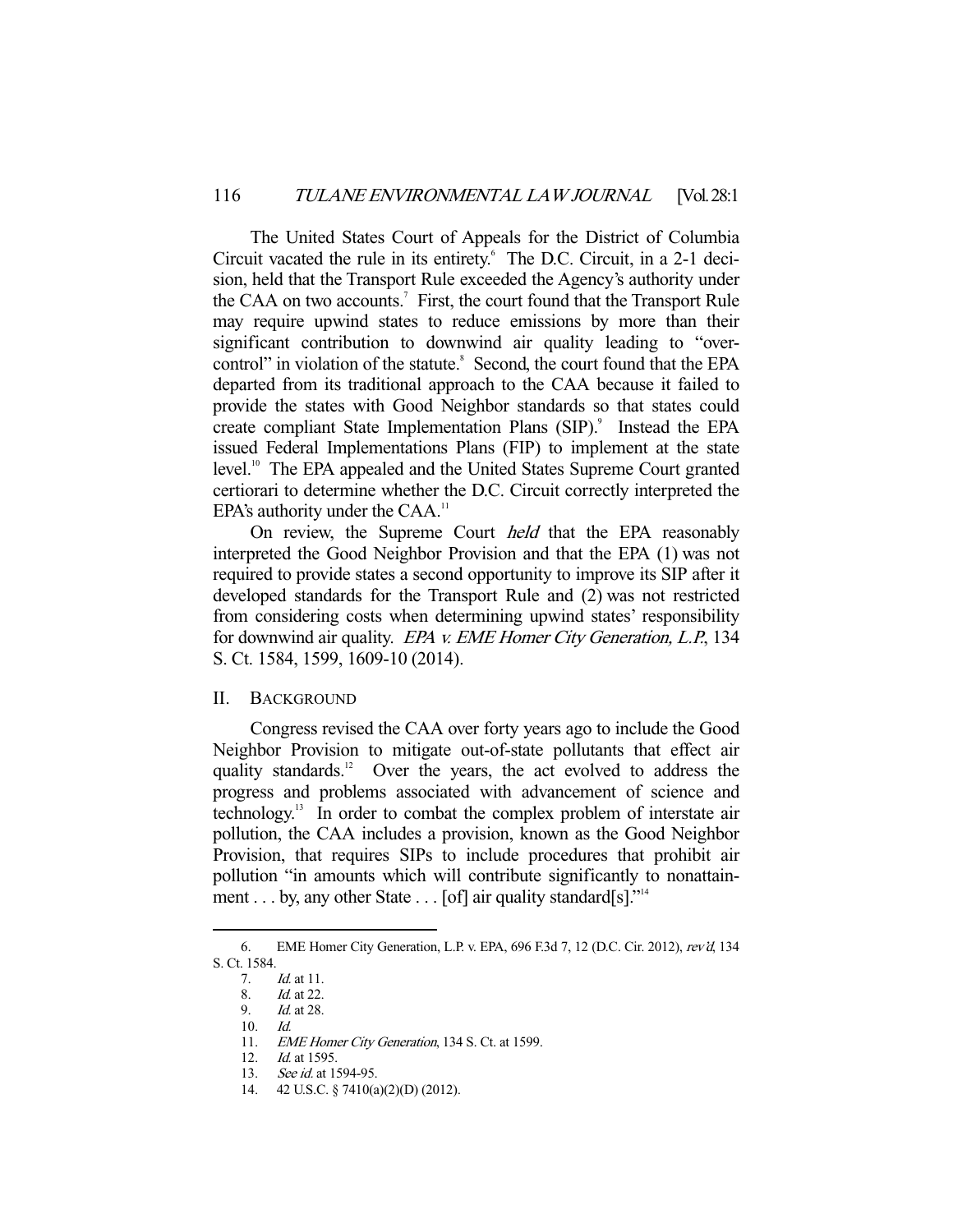The United States Court of Appeals for the District of Columbia Circuit vacated the rule in its entirety.[6] The D.C. Circuit, in a 2-1 decision, held that the Transport Rule exceeded the Agency's authority under the CAA on two accounts.[7] First, the court found that the Transport Rule may require upwind states to reduce emissions by more than their significant contribution to downwind air quality leading to "over-control" in violation of the statute.[8] Second, the court found that the EPA departed from its traditional approach to the CAA because it failed to provide the states with Good Neighbor standards so that states could create compliant State Implementation Plans (SIP).[9] Instead the EPA issued Federal Implementations Plans (FIP) to implement at the state level.[10] The EPA appealed and the United States Supreme Court granted certiorari to determine whether the D.C. Circuit correctly interpreted the EPA's authority under the CAA.[11]

On review, the Supreme Court *held* that the EPA reasonably interpreted the Good Neighbor Provision and that the EPA (1) was not required to provide states a second opportunity to improve its SIP after it developed standards for the Transport Rule and (2) was not restricted from considering costs when determining upwind states' responsibility for downwind air quality. *EPA v. EME Homer City Generation, L.P.*, 134 S. Ct. 1584, 1599, 1609-10 (2014).

## II. Background

Congress revised the CAA over forty years ago to include the Good Neighbor Provision to mitigate out-of-state pollutants that effect air quality standards.[12] Over the years, the act evolved to address the progress and problems associated with advancement of science and technology.[13] In order to combat the complex problem of interstate air pollution, the CAA includes a provision, known as the Good Neighbor Provision, that requires SIPs to include procedures that prohibit air pollution "in amounts which will contribute significantly to nonattainment . . . by, any other State . . . [of] air quality standard[s]."[14]

---

6. EME Homer City Generation, L.P. v. EPA, 696 F.3d 7, 12 (D.C. Cir. 2012), *rev'd*, 134 S. Ct. 1584.

7. *Id.* at 11.

8. *Id.* at 22.

9. *Id.* at 28.

10. *Id.*

11. *EME Homer City Generation*, 134 S. Ct. at 1599.

12. *Id.* at 1595.

13. *See id.* at 1594-95.

14. 42 U.S.C. § 7410(a)(2)(D) (2012).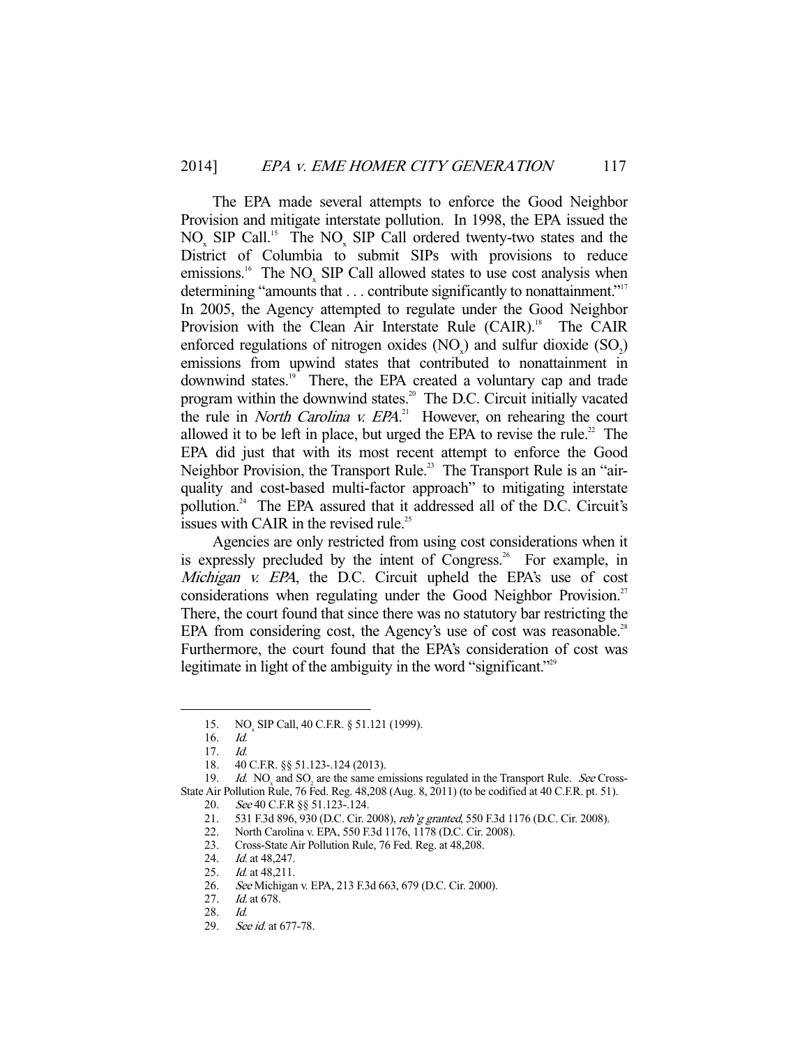The EPA made several attempts to enforce the Good Neighbor Provision and mitigate interstate pollution. In 1998, the EPA issued the $NO_x$ SIP Call.[15] The $NO_x$ SIP Call ordered twenty-two states and the District of Columbia to submit SIPs with provisions to reduce emissions.[16] The $NO_x$ SIP Call allowed states to use cost analysis when determining "amounts that . . . contribute significantly to nonattainment."[17] In 2005, the Agency attempted to regulate under the Good Neighbor Provision with the Clean Air Interstate Rule (CAIR).[18] The CAIR enforced regulations of nitrogen oxides ($NO_x$) and sulfur dioxide ($SO_2$) emissions from upwind states that contributed to nonattainment in downwind states.[19] There, the EPA created a voluntary cap and trade program within the downwind states.[20] The D.C. Circuit initially vacated the rule in *North Carolina v. EPA*.[21] However, on rehearing the court allowed it to be left in place, but urged the EPA to revise the rule.[22] The EPA did just that with its most recent attempt to enforce the Good Neighbor Provision, the Transport Rule.[23] The Transport Rule is an "air-quality and cost-based multi-factor approach" to mitigating interstate pollution.[24] The EPA assured that it addressed all of the D.C. Circuit's issues with CAIR in the revised rule.[25]

Agencies are only restricted from using cost considerations when it is expressly precluded by the intent of Congress.[26] For example, in *Michigan v. EPA*, the D.C. Circuit upheld the EPA's use of cost considerations when regulating under the Good Neighbor Provision.[27] There, the court found that since there was no statutory bar restricting the EPA from considering cost, the Agency's use of cost was reasonable.[28] Furthermore, the court found that the EPA's consideration of cost was legitimate in light of the ambiguity in the word "significant."[29]

---

15. $NO_x$ SIP Call, 40 C.F.R. § 51.121 (1999).
16. *Id.*
17. *Id.*
18. 40 C.F.R. §§ 51.123-.124 (2013).
19. *Id.* $NO_x$ and $SO_2$ are the same emissions regulated in the Transport Rule. *See* Cross-State Air Pollution Rule, 76 Fed. Reg. 48,208 (Aug. 8, 2011) (to be codified at 40 C.F.R. pt. 51).
20. *See* 40 C.F.R §§ 51.123-.124.
21. 531 F.3d 896, 930 (D.C. Cir. 2008), *reh'g granted*, 550 F.3d 1176 (D.C. Cir. 2008).
22. North Carolina v. EPA, 550 F.3d 1176, 1178 (D.C. Cir. 2008).
23. Cross-State Air Pollution Rule, 76 Fed. Reg. at 48,208.
24. *Id.* at 48,247.
25. *Id.* at 48,211.
26. *See* Michigan v. EPA, 213 F.3d 663, 679 (D.C. Cir. 2000).
27. *Id.* at 678.
28. *Id.*
29. *See id.* at 677-78.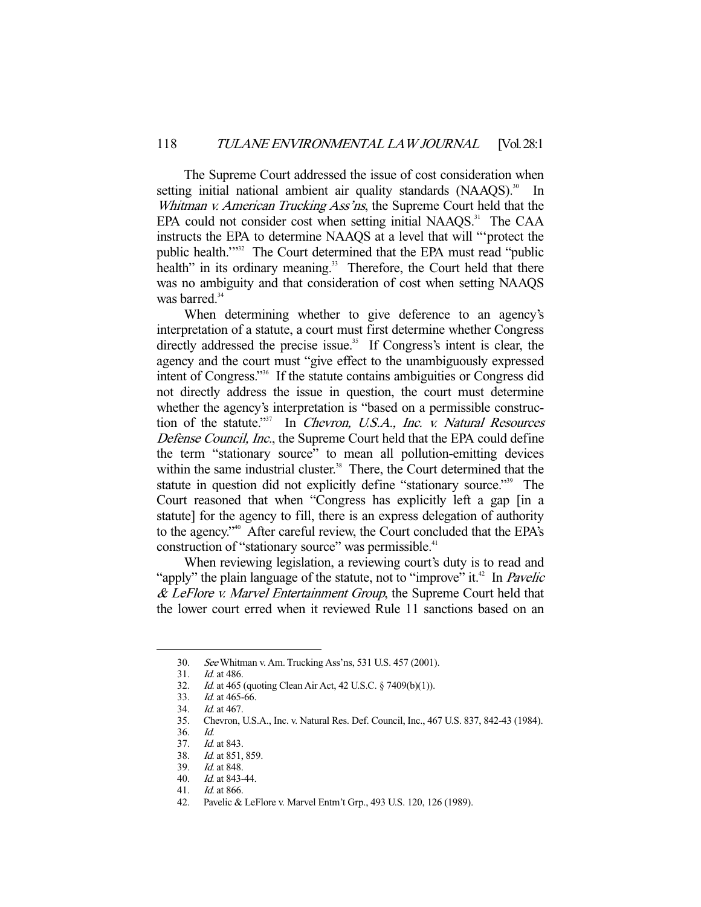The Supreme Court addressed the issue of cost consideration when setting initial national ambient air quality standards (NAAQS).[30] In *Whitman v. American Trucking Ass'ns*, the Supreme Court held that the EPA could not consider cost when setting initial NAAQS.[31] The CAA instructs the EPA to determine NAAQS at a level that will "'protect the public health.'"[32] The Court determined that the EPA must read "public health" in its ordinary meaning.[33] Therefore, the Court held that there was no ambiguity and that consideration of cost when setting NAAQS was barred.[34]

When determining whether to give deference to an agency's interpretation of a statute, a court must first determine whether Congress directly addressed the precise issue.[35] If Congress's intent is clear, the agency and the court must "give effect to the unambiguously expressed intent of Congress."[36] If the statute contains ambiguities or Congress did not directly address the issue in question, the court must determine whether the agency's interpretation is "based on a permissible construction of the statute."[37] In *Chevron, U.S.A., Inc. v. Natural Resources Defense Council, Inc.*, the Supreme Court held that the EPA could define the term "stationary source" to mean all pollution-emitting devices within the same industrial cluster.[38] There, the Court determined that the statute in question did not explicitly define "stationary source."[39] The Court reasoned that when "Congress has explicitly left a gap [in a statute] for the agency to fill, there is an express delegation of authority to the agency."[40] After careful review, the Court concluded that the EPA's construction of "stationary source" was permissible.[41]

When reviewing legislation, a reviewing court's duty is to read and "apply" the plain language of the statute, not to "improve" it.[42] In *Pavelic & LeFlore v. Marvel Entertainment Group*, the Supreme Court held that the lower court erred when it reviewed Rule 11 sanctions based on an

---

30. *See* Whitman v. Am. Trucking Ass'ns, 531 U.S. 457 (2001).
31. *Id.* at 486.
32. *Id.* at 465 (quoting Clean Air Act, 42 U.S.C. § 7409(b)(1)).
33. *Id.* at 465-66.
34. *Id.* at 467.
35. Chevron, U.S.A., Inc. v. Natural Res. Def. Council, Inc., 467 U.S. 837, 842-43 (1984).
36. *Id.*
37. *Id.* at 843.
38. *Id.* at 851, 859.
39. *Id.* at 848.
40. *Id.* at 843-44.
41. *Id.* at 866.
42. Pavelic & LeFlore v. Marvel Entm't Grp., 493 U.S. 120, 126 (1989).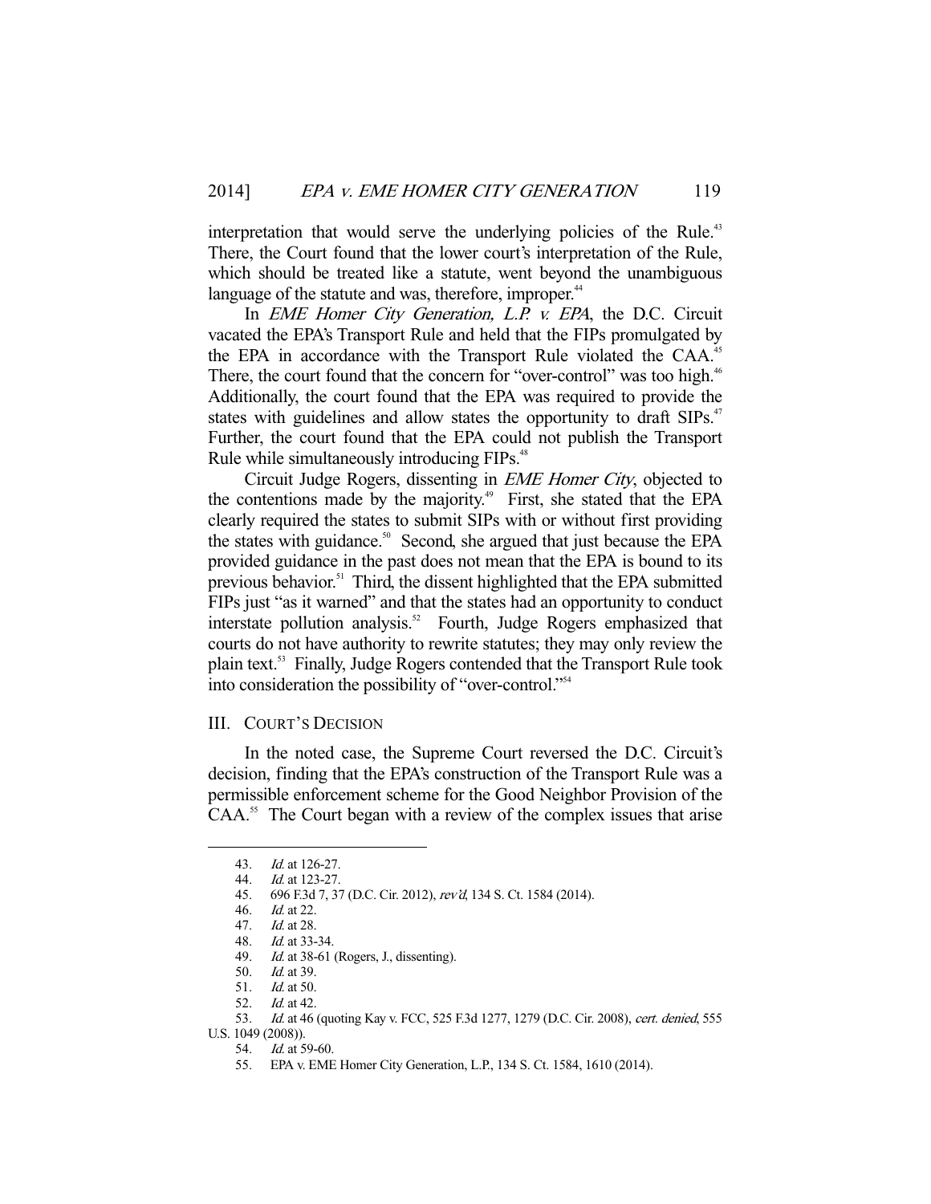interpretation that would serve the underlying policies of the Rule.[43] There, the Court found that the lower court's interpretation of the Rule, which should be treated like a statute, went beyond the unambiguous language of the statute and was, therefore, improper.[44]

In *EME Homer City Generation, L.P. v. EPA*, the D.C. Circuit vacated the EPA's Transport Rule and held that the FIPs promulgated by the EPA in accordance with the Transport Rule violated the CAA.[45] There, the court found that the concern for "over-control" was too high.[46] Additionally, the court found that the EPA was required to provide the states with guidelines and allow states the opportunity to draft SIPs.[47] Further, the court found that the EPA could not publish the Transport Rule while simultaneously introducing FIPs.[48]

Circuit Judge Rogers, dissenting in *EME Homer City*, objected to the contentions made by the majority.[49] First, she stated that the EPA clearly required the states to submit SIPs with or without first providing the states with guidance.[50] Second, she argued that just because the EPA provided guidance in the past does not mean that the EPA is bound to its previous behavior.[51] Third, the dissent highlighted that the EPA submitted FIPs just "as it warned" and that the states had an opportunity to conduct interstate pollution analysis.[52] Fourth, Judge Rogers emphasized that courts do not have authority to rewrite statutes; they may only review the plain text.[53] Finally, Judge Rogers contended that the Transport Rule took into consideration the possibility of "over-control."[54]

## III. COURT'S DECISION

In the noted case, the Supreme Court reversed the D.C. Circuit's decision, finding that the EPA's construction of the Transport Rule was a permissible enforcement scheme for the Good Neighbor Provision of the CAA.[55] The Court began with a review of the complex issues that arise

---

43. *Id.* at 126-27.
44. *Id.* at 123-27.
45. 696 F.3d 7, 37 (D.C. Cir. 2012), *rev'd*, 134 S. Ct. 1584 (2014).
46. *Id.* at 22.
47. *Id.* at 28.
48. *Id.* at 33-34.
49. *Id.* at 38-61 (Rogers, J., dissenting).
50. *Id.* at 39.
51. *Id.* at 50.
52. *Id.* at 42.
53. *Id.* at 46 (quoting Kay v. FCC, 525 F.3d 1277, 1279 (D.C. Cir. 2008), *cert. denied*, 555 U.S. 1049 (2008)).
54. *Id.* at 59-60.
55. EPA v. EME Homer City Generation, L.P., 134 S. Ct. 1584, 1610 (2014).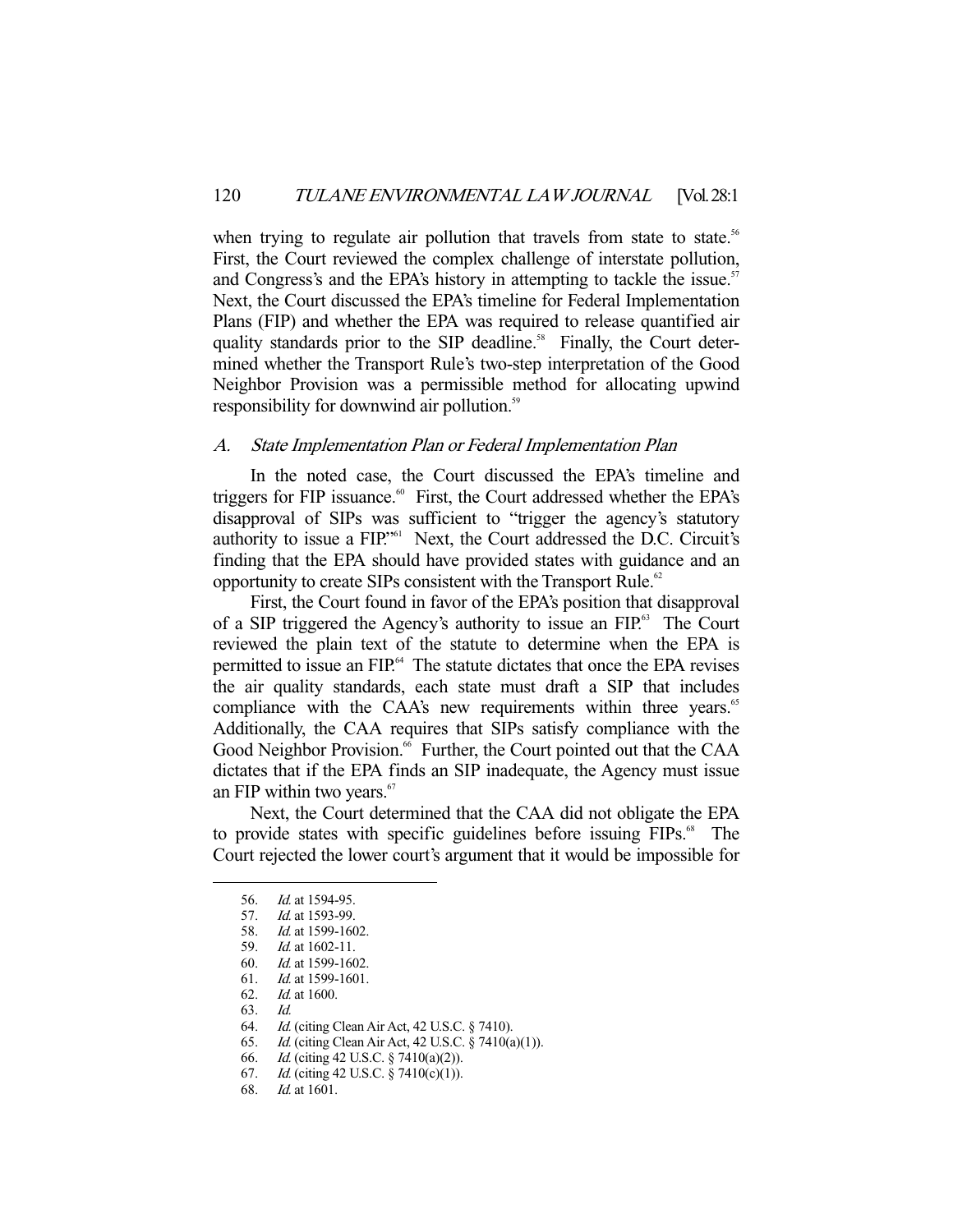when trying to regulate air pollution that travels from state to state.[56] First, the Court reviewed the complex challenge of interstate pollution, and Congress's and the EPA's history in attempting to tackle the issue.[57] Next, the Court discussed the EPA's timeline for Federal Implementation Plans (FIP) and whether the EPA was required to release quantified air quality standards prior to the SIP deadline.[58] Finally, the Court determined whether the Transport Rule's two-step interpretation of the Good Neighbor Provision was a permissible method for allocating upwind responsibility for downwind air pollution.[59]

### *A. State Implementation Plan or Federal Implementation Plan*

In the noted case, the Court discussed the EPA's timeline and triggers for FIP issuance.[60] First, the Court addressed whether the EPA's disapproval of SIPs was sufficient to "trigger the agency's statutory authority to issue a FIP."[61] Next, the Court addressed the D.C. Circuit's finding that the EPA should have provided states with guidance and an opportunity to create SIPs consistent with the Transport Rule.[62]

First, the Court found in favor of the EPA's position that disapproval of a SIP triggered the Agency's authority to issue an FIP.[63] The Court reviewed the plain text of the statute to determine when the EPA is permitted to issue an FIP.[64] The statute dictates that once the EPA revises the air quality standards, each state must draft a SIP that includes compliance with the CAA's new requirements within three years.[65] Additionally, the CAA requires that SIPs satisfy compliance with the Good Neighbor Provision.[66] Further, the Court pointed out that the CAA dictates that if the EPA finds an SIP inadequate, the Agency must issue an FIP within two years.[67]

Next, the Court determined that the CAA did not obligate the EPA to provide states with specific guidelines before issuing FIPs.[68] The Court rejected the lower court's argument that it would be impossible for

---

56. *Id.* at 1594-95.
57. *Id.* at 1593-99.
58. *Id.* at 1599-1602.
59. *Id.* at 1602-11.
60. *Id.* at 1599-1602.
61. *Id.* at 1599-1601.
62. *Id.* at 1600.
63. *Id.*
64. *Id.* (citing Clean Air Act, 42 U.S.C. § 7410).
65. *Id.* (citing Clean Air Act, 42 U.S.C. § 7410(a)(1)).
66. *Id.* (citing 42 U.S.C. § 7410(a)(2)).
67. *Id.* (citing 42 U.S.C. § 7410(c)(1)).
68. *Id.* at 1601.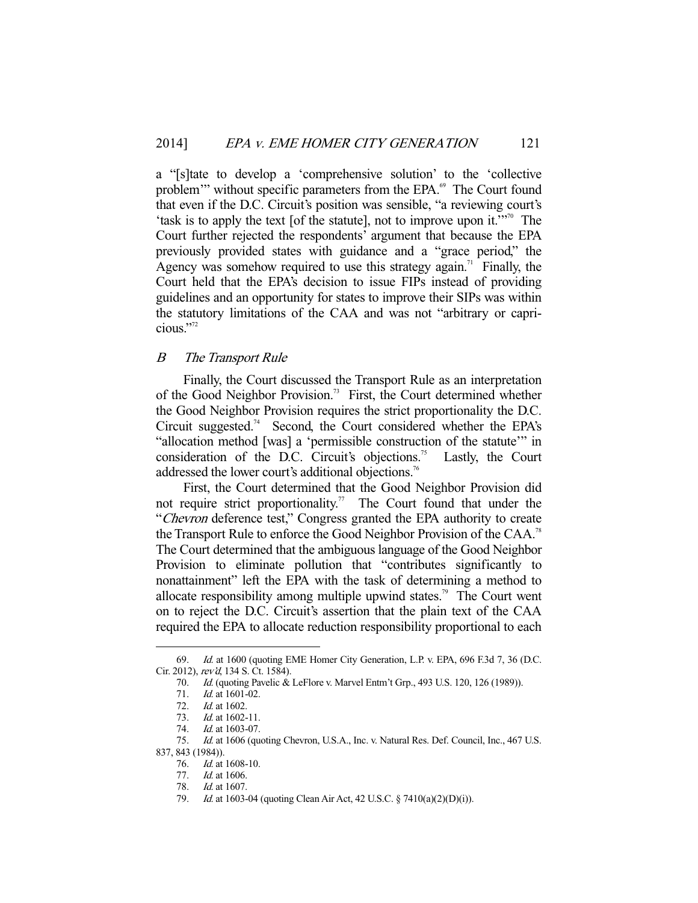a "[s]tate to develop a 'comprehensive solution' to the 'collective problem'" without specific parameters from the EPA.[69] The Court found that even if the D.C. Circuit's position was sensible, "a reviewing court's 'task is to apply the text [of the statute], not to improve upon it.'"[70] The Court further rejected the respondents' argument that because the EPA previously provided states with guidance and a "grace period," the Agency was somehow required to use this strategy again.[71] Finally, the Court held that the EPA's decision to issue FIPs instead of providing guidelines and an opportunity for states to improve their SIPs was within the statutory limitations of the CAA and was not "arbitrary or capricious."[72]

### *B The Transport Rule*

Finally, the Court discussed the Transport Rule as an interpretation of the Good Neighbor Provision.[73] First, the Court determined whether the Good Neighbor Provision requires the strict proportionality the D.C. Circuit suggested.[74] Second, the Court considered whether the EPA's "allocation method [was] a 'permissible construction of the statute'" in consideration of the D.C. Circuit's objections.[75] Lastly, the Court addressed the lower court's additional objections.[76]

First, the Court determined that the Good Neighbor Provision did not require strict proportionality.[77] The Court found that under the "*Chevron* deference test," Congress granted the EPA authority to create the Transport Rule to enforce the Good Neighbor Provision of the CAA.[78] The Court determined that the ambiguous language of the Good Neighbor Provision to eliminate pollution that "contributes significantly to nonattainment" left the EPA with the task of determining a method to allocate responsibility among multiple upwind states.[79] The Court went on to reject the D.C. Circuit's assertion that the plain text of the CAA required the EPA to allocate reduction responsibility proportional to each

---

69. *Id.* at 1600 (quoting EME Homer City Generation, L.P. v. EPA, 696 F.3d 7, 36 (D.C. Cir. 2012), *rev'd*, 134 S. Ct. 1584).

70. *Id.* (quoting Pavelic & LeFlore v. Marvel Entm't Grp., 493 U.S. 120, 126 (1989)).

71. *Id.* at 1601-02.

72. *Id.* at 1602.

73. *Id.* at 1602-11.

74. *Id.* at 1603-07.

75. *Id.* at 1606 (quoting Chevron, U.S.A., Inc. v. Natural Res. Def. Council, Inc., 467 U.S. 837, 843 (1984)).

76. *Id.* at 1608-10.

77. *Id.* at 1606.

78. *Id.* at 1607.

79. *Id.* at 1603-04 (quoting Clean Air Act, 42 U.S.C. § 7410(a)(2)(D)(i)).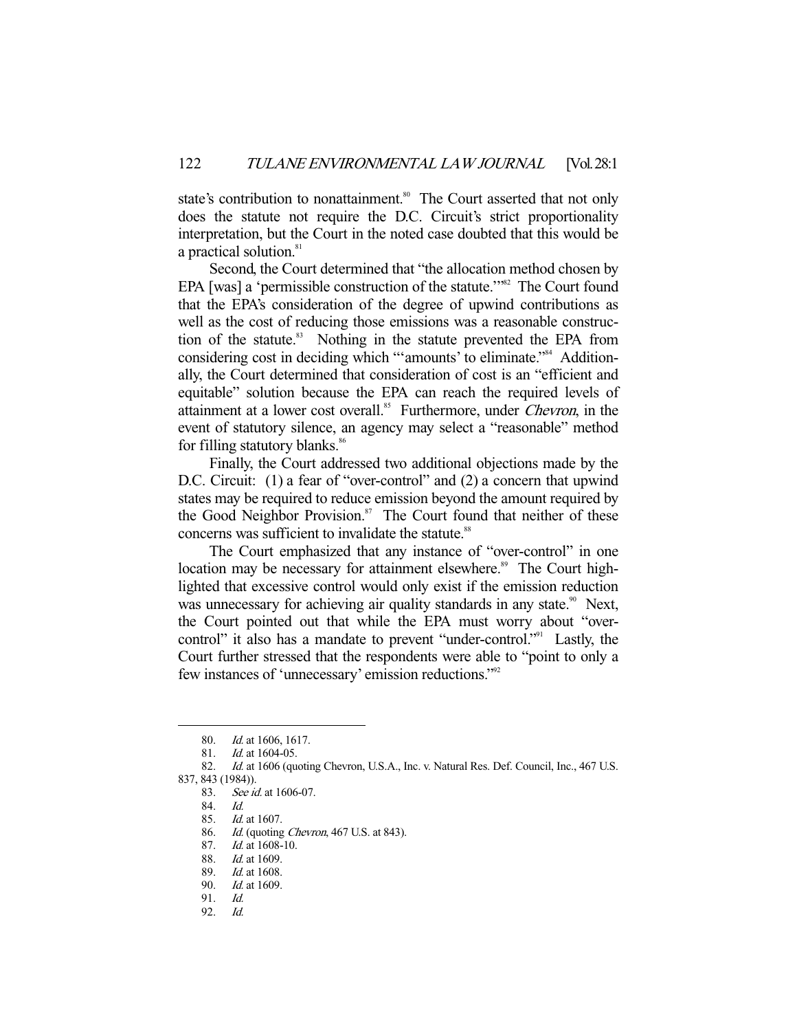state's contribution to nonattainment.[80] The Court asserted that not only does the statute not require the D.C. Circuit's strict proportionality interpretation, but the Court in the noted case doubted that this would be a practical solution.[81]

Second, the Court determined that "the allocation method chosen by EPA [was] a 'permissible construction of the statute.'"[82] The Court found that the EPA's consideration of the degree of upwind contributions as well as the cost of reducing those emissions was a reasonable construction of the statute.[83] Nothing in the statute prevented the EPA from considering cost in deciding which "'amounts' to eliminate."[84] Additionally, the Court determined that consideration of cost is an "efficient and equitable" solution because the EPA can reach the required levels of attainment at a lower cost overall.[85] Furthermore, under *Chevron*, in the event of statutory silence, an agency may select a "reasonable" method for filling statutory blanks.[86]

Finally, the Court addressed two additional objections made by the D.C. Circuit: (1) a fear of "over-control" and (2) a concern that upwind states may be required to reduce emission beyond the amount required by the Good Neighbor Provision.[87] The Court found that neither of these concerns was sufficient to invalidate the statute.[88]

The Court emphasized that any instance of "over-control" in one location may be necessary for attainment elsewhere.[89] The Court highlighted that excessive control would only exist if the emission reduction was unnecessary for achieving air quality standards in any state.[90] Next, the Court pointed out that while the EPA must worry about "over-control" it also has a mandate to prevent "under-control."[91] Lastly, the Court further stressed that the respondents were able to "point to only a few instances of 'unnecessary' emission reductions."[92]

---

80. *Id.* at 1606, 1617.
81. *Id.* at 1604-05.
82. *Id.* at 1606 (quoting Chevron, U.S.A., Inc. v. Natural Res. Def. Council, Inc., 467 U.S. 837, 843 (1984)).
83. *See id.* at 1606-07.
84. *Id.*
85. *Id.* at 1607.
86. *Id.* (quoting *Chevron*, 467 U.S. at 843).
87. *Id.* at 1608-10.
88. *Id.* at 1609.
89. *Id.* at 1608.
90. *Id.* at 1609.
91. *Id.*
92. *Id.*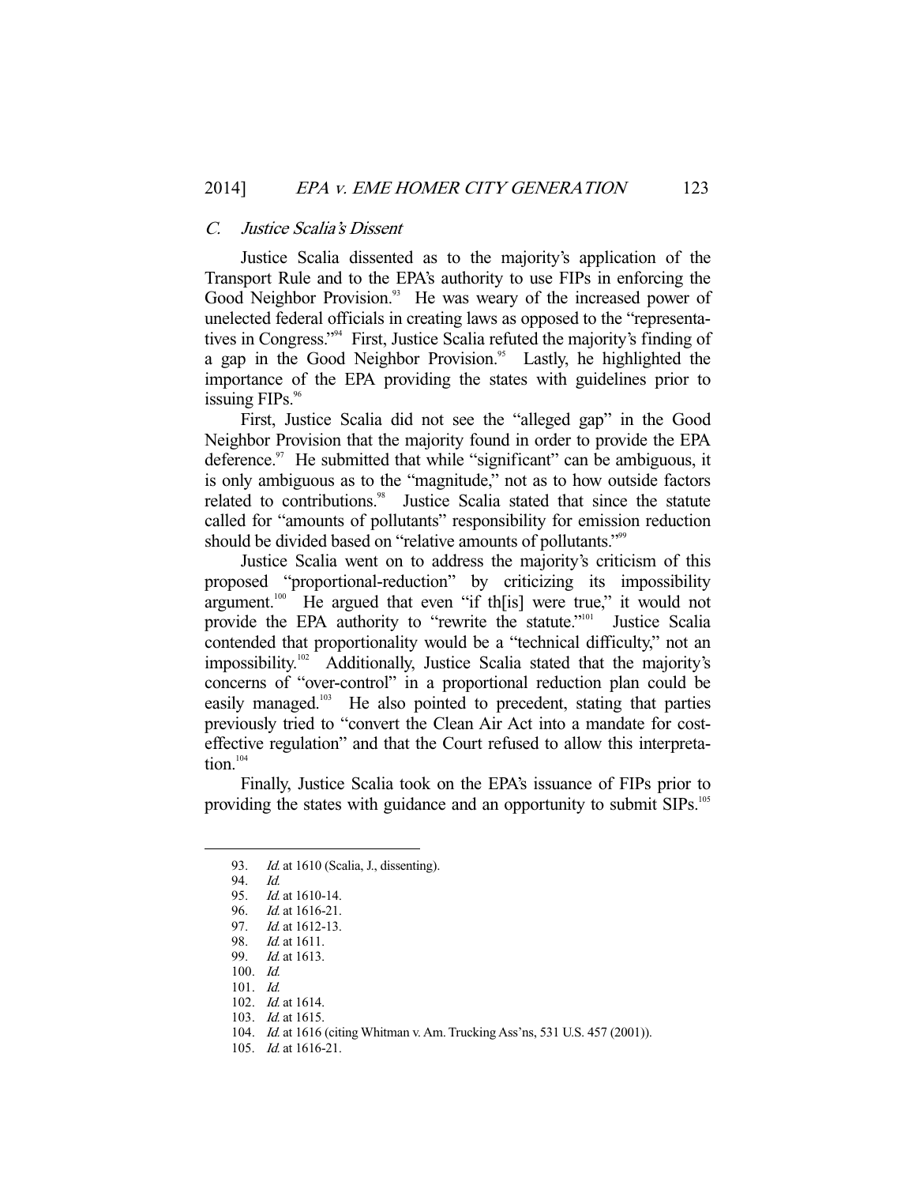### C. *Justice Scalia's Dissent*

Justice Scalia dissented as to the majority's application of the Transport Rule and to the EPA's authority to use FIPs in enforcing the Good Neighbor Provision.[93] He was weary of the increased power of unelected federal officials in creating laws as opposed to the "representatives in Congress."[94] First, Justice Scalia refuted the majority's finding of a gap in the Good Neighbor Provision.[95] Lastly, he highlighted the importance of the EPA providing the states with guidelines prior to issuing FIPs.[96]

First, Justice Scalia did not see the "alleged gap" in the Good Neighbor Provision that the majority found in order to provide the EPA deference.[97] He submitted that while "significant" can be ambiguous, it is only ambiguous as to the "magnitude," not as to how outside factors related to contributions.[98] Justice Scalia stated that since the statute called for "amounts of pollutants" responsibility for emission reduction should be divided based on "relative amounts of pollutants."[99]

Justice Scalia went on to address the majority's criticism of this proposed "proportional-reduction" by criticizing its impossibility argument.[100] He argued that even "if th[is] were true," it would not provide the EPA authority to "rewrite the statute."[101] Justice Scalia contended that proportionality would be a "technical difficulty," not an impossibility.[102] Additionally, Justice Scalia stated that the majority's concerns of "over-control" in a proportional reduction plan could be easily managed.[103] He also pointed to precedent, stating that parties previously tried to "convert the Clean Air Act into a mandate for cost-effective regulation" and that the Court refused to allow this interpretation.[104]

Finally, Justice Scalia took on the EPA's issuance of FIPs prior to providing the states with guidance and an opportunity to submit SIPs.[105]

---

93. *Id.* at 1610 (Scalia, J., dissenting).
94. *Id.*
95. *Id.* at 1610-14.
96. *Id.* at 1616-21.
97. *Id.* at 1612-13.
98. *Id.* at 1611.
99. *Id.* at 1613.
100. *Id.*
101. *Id.*
102. *Id.* at 1614.
103. *Id.* at 1615.
104. *Id.* at 1616 (citing Whitman v. Am. Trucking Ass'ns, 531 U.S. 457 (2001)).
105. *Id.* at 1616-21.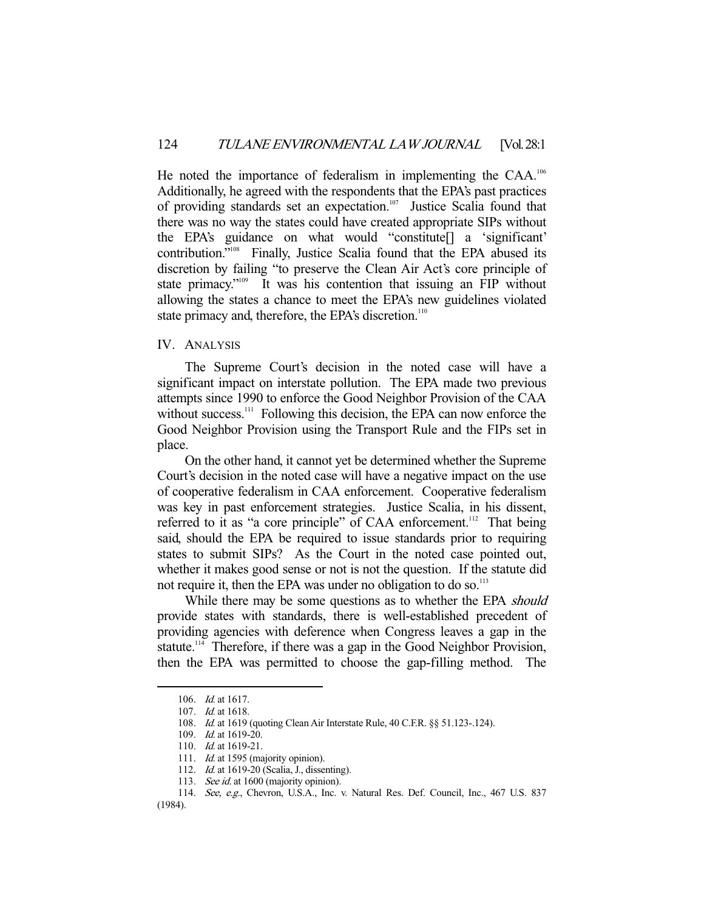He noted the importance of federalism in implementing the CAA.[106] Additionally, he agreed with the respondents that the EPA's past practices of providing standards set an expectation.[107] Justice Scalia found that there was no way the states could have created appropriate SIPs without the EPA's guidance on what would "constitute[] a 'significant' contribution."[108] Finally, Justice Scalia found that the EPA abused its discretion by failing "to preserve the Clean Air Act's core principle of state primacy."[109] It was his contention that issuing an FIP without allowing the states a chance to meet the EPA's new guidelines violated state primacy and, therefore, the EPA's discretion.[110]

## IV. ANALYSIS

The Supreme Court's decision in the noted case will have a significant impact on interstate pollution. The EPA made two previous attempts since 1990 to enforce the Good Neighbor Provision of the CAA without success.[111] Following this decision, the EPA can now enforce the Good Neighbor Provision using the Transport Rule and the FIPs set in place.

On the other hand, it cannot yet be determined whether the Supreme Court's decision in the noted case will have a negative impact on the use of cooperative federalism in CAA enforcement. Cooperative federalism was key in past enforcement strategies. Justice Scalia, in his dissent, referred to it as "a core principle" of CAA enforcement.[112] That being said, should the EPA be required to issue standards prior to requiring states to submit SIPs? As the Court in the noted case pointed out, whether it makes good sense or not is not the question. If the statute did not require it, then the EPA was under no obligation to do so.[113]

While there may be some questions as to whether the EPA *should* provide states with standards, there is well-established precedent of providing agencies with deference when Congress leaves a gap in the statute.[114] Therefore, if there was a gap in the Good Neighbor Provision, then the EPA was permitted to choose the gap-filling method. The

---

106. *Id.* at 1617.

107. *Id.* at 1618.

108. *Id.* at 1619 (quoting Clean Air Interstate Rule, 40 C.F.R. §§ 51.123-.124).

109. *Id.* at 1619-20.

110. *Id.* at 1619-21.

111. *Id.* at 1595 (majority opinion).

112. *Id.* at 1619-20 (Scalia, J., dissenting).

113. *See id.* at 1600 (majority opinion).

114. *See, e.g.*, Chevron, U.S.A., Inc. v. Natural Res. Def. Council, Inc., 467 U.S. 837 (1984).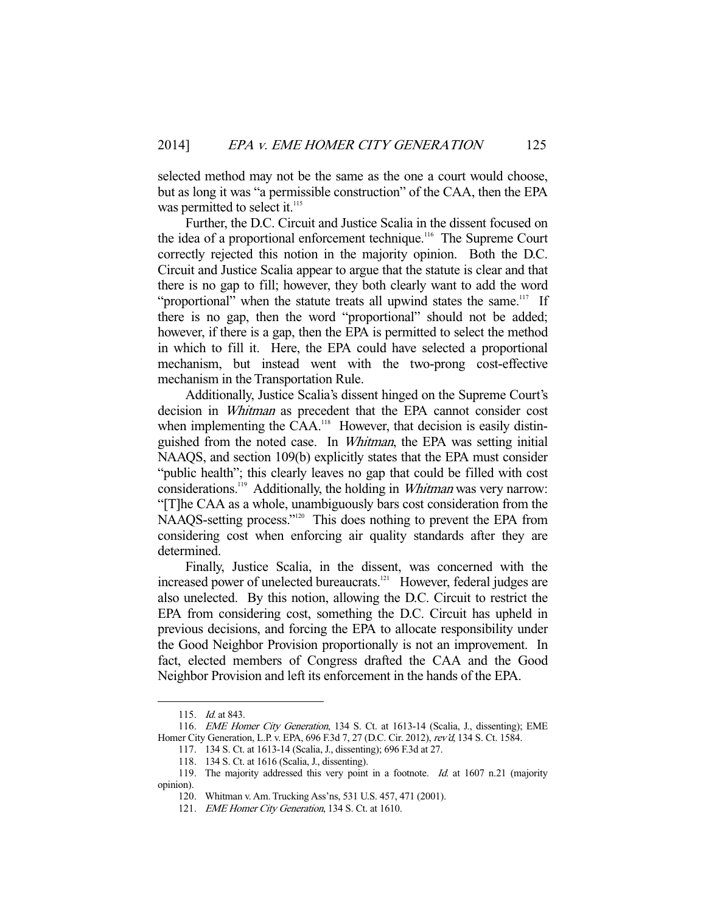selected method may not be the same as the one a court would choose, but as long it was "a permissible construction" of the CAA, then the EPA was permitted to select it.[115]

Further, the D.C. Circuit and Justice Scalia in the dissent focused on the idea of a proportional enforcement technique.[116] The Supreme Court correctly rejected this notion in the majority opinion. Both the D.C. Circuit and Justice Scalia appear to argue that the statute is clear and that there is no gap to fill; however, they both clearly want to add the word "proportional" when the statute treats all upwind states the same.[117] If there is no gap, then the word "proportional" should not be added; however, if there is a gap, then the EPA is permitted to select the method in which to fill it. Here, the EPA could have selected a proportional mechanism, but instead went with the two-prong cost-effective mechanism in the Transportation Rule.

Additionally, Justice Scalia's dissent hinged on the Supreme Court's decision in *Whitman* as precedent that the EPA cannot consider cost when implementing the CAA.[118] However, that decision is easily distinguished from the noted case. In *Whitman*, the EPA was setting initial NAAQS, and section 109(b) explicitly states that the EPA must consider "public health"; this clearly leaves no gap that could be filled with cost considerations.[119] Additionally, the holding in *Whitman* was very narrow: "[T]he CAA as a whole, unambiguously bars cost consideration from the NAAQS-setting process."[120] This does nothing to prevent the EPA from considering cost when enforcing air quality standards after they are determined.

Finally, Justice Scalia, in the dissent, was concerned with the increased power of unelected bureaucrats.[121] However, federal judges are also unelected. By this notion, allowing the D.C. Circuit to restrict the EPA from considering cost, something the D.C. Circuit has upheld in previous decisions, and forcing the EPA to allocate responsibility under the Good Neighbor Provision proportionally is not an improvement. In fact, elected members of Congress drafted the CAA and the Good Neighbor Provision and left its enforcement in the hands of the EPA.

---

115. *Id.* at 843.

116. *EME Homer City Generation*, 134 S. Ct. at 1613-14 (Scalia, J., dissenting); EME Homer City Generation, L.P. v. EPA, 696 F.3d 7, 27 (D.C. Cir. 2012), *rev'd*, 134 S. Ct. 1584.

117. 134 S. Ct. at 1613-14 (Scalia, J., dissenting); 696 F.3d at 27.

118. 134 S. Ct. at 1616 (Scalia, J., dissenting).

119. The majority addressed this very point in a footnote. *Id.* at 1607 n.21 (majority opinion).

120. Whitman v. Am. Trucking Ass'ns, 531 U.S. 457, 471 (2001).

121. *EME Homer City Generation*, 134 S. Ct. at 1610.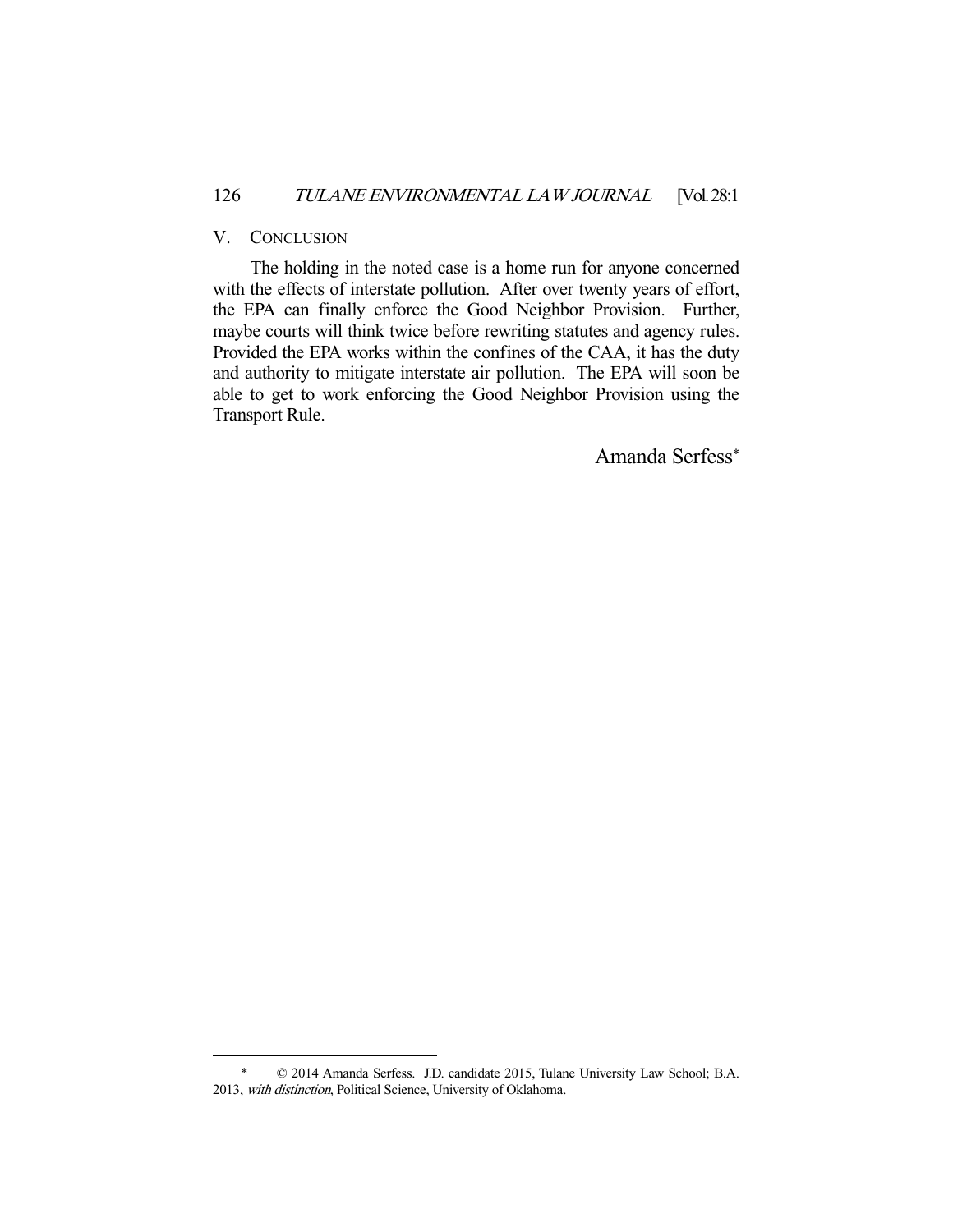## V. CONCLUSION

The holding in the noted case is a home run for anyone concerned with the effects of interstate pollution. After over twenty years of effort, the EPA can finally enforce the Good Neighbor Provision. Further, maybe courts will think twice before rewriting statutes and agency rules. Provided the EPA works within the confines of the CAA, it has the duty and authority to mitigate interstate air pollution. The EPA will soon be able to get to work enforcing the Good Neighbor Provision using the Transport Rule.

Amanda Serfess*

---

\* © 2014 Amanda Serfess. J.D. candidate 2015, Tulane University Law School; B.A. 2013, *with distinction*, Political Science, University of Oklahoma.